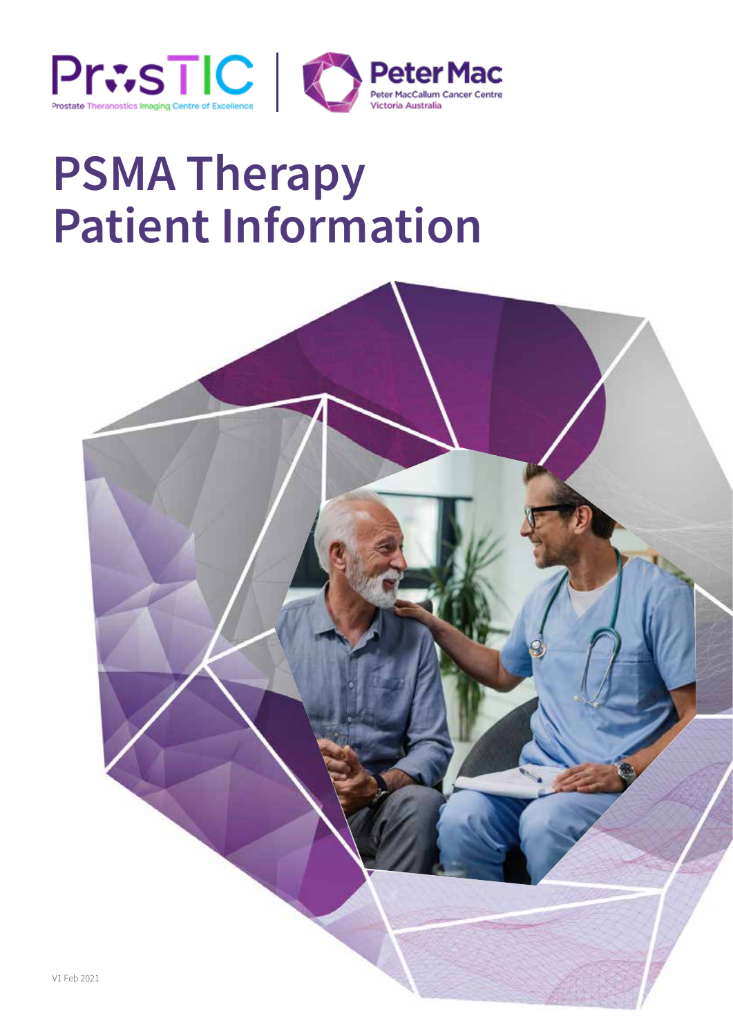ProsTIC
Prostate Theranostics Imaging Centre of Excellence

Peter Mac
Peter MacCallum Cancer Centre
Victoria Australia

# PSMA Therapy Patient Information

V1 Feb 2021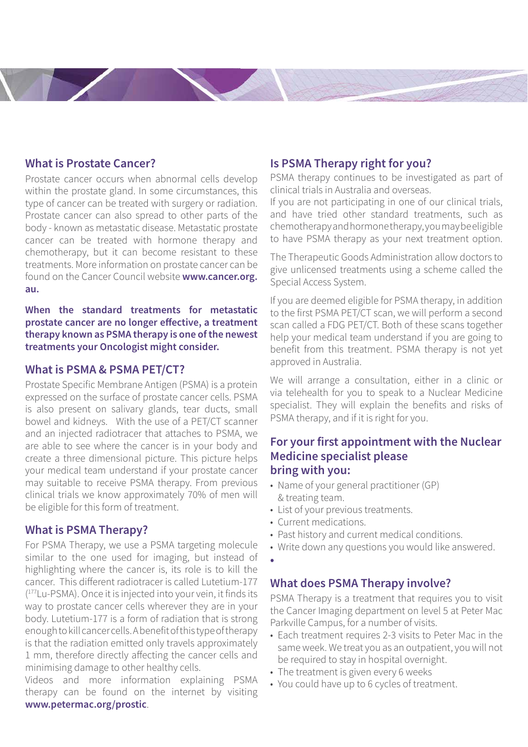## What is Prostate Cancer?

Prostate cancer occurs when abnormal cells develop within the prostate gland. In some circumstances, this type of cancer can be treated with surgery or radiation. Prostate cancer can also spread to other parts of the body - known as metastatic disease. Metastatic prostate cancer can be treated with hormone therapy and chemotherapy, but it can become resistant to these treatments. More information on prostate cancer can be found on the Cancer Council website **www.cancer.org.au.**

**When the standard treatments for metastatic prostate cancer are no longer effective, a treatment therapy known as PSMA therapy is one of the newest treatments your Oncologist might consider.**

## What is PSMA & PSMA PET/CT?

Prostate Specific Membrane Antigen (PSMA) is a protein expressed on the surface of prostate cancer cells. PSMA is also present on salivary glands, tear ducts, small bowel and kidneys. With the use of a PET/CT scanner and an injected radiotracer that attaches to PSMA, we are able to see where the cancer is in your body and create a three dimensional picture. This picture helps your medical team understand if your prostate cancer may suitable to receive PSMA therapy. From previous clinical trials we know approximately 70% of men will be eligible for this form of treatment.

## What is PSMA Therapy?

For PSMA Therapy, we use a PSMA targeting molecule similar to the one used for imaging, but instead of highlighting where the cancer is, its role is to kill the cancer. This different radiotracer is called Lutetium-177 ($^{177}$Lu-PSMA). Once it is injected into your vein, it finds its way to prostate cancer cells wherever they are in your body. Lutetium-177 is a form of radiation that is strong enough to kill cancer cells. A benefit of this type of therapy is that the radiation emitted only travels approximately 1 mm, therefore directly affecting the cancer cells and minimising damage to other healthy cells.

Videos and more information explaining PSMA therapy can be found on the internet by visiting **www.petermac.org/prostic**.

## Is PSMA Therapy right for you?

PSMA therapy continues to be investigated as part of clinical trials in Australia and overseas.

If you are not participating in one of our clinical trials, and have tried other standard treatments, such as chemotherapy and hormone therapy, you may be eligible to have PSMA therapy as your next treatment option.

The Therapeutic Goods Administration allow doctors to give unlicensed treatments using a scheme called the Special Access System.

If you are deemed eligible for PSMA therapy, in addition to the first PSMA PET/CT scan, we will perform a second scan called a FDG PET/CT. Both of these scans together help your medical team understand if you are going to benefit from this treatment. PSMA therapy is not yet approved in Australia.

We will arrange a consultation, either in a clinic or via telehealth for you to speak to a Nuclear Medicine specialist. They will explain the benefits and risks of PSMA therapy, and if it is right for you.

## For your first appointment with the Nuclear Medicine specialist please bring with you:

- Name of your general practitioner (GP) & treating team.
- List of your previous treatments.
- Current medications.
- Past history and current medical conditions.
- Write down any questions you would like answered.

## What does PSMA Therapy involve?

PSMA Therapy is a treatment that requires you to visit the Cancer Imaging department on level 5 at Peter Mac Parkville Campus, for a number of visits.

- Each treatment requires 2-3 visits to Peter Mac in the same week. We treat you as an outpatient, you will not be required to stay in hospital overnight.
- The treatment is given every 6 weeks
- You could have up to 6 cycles of treatment.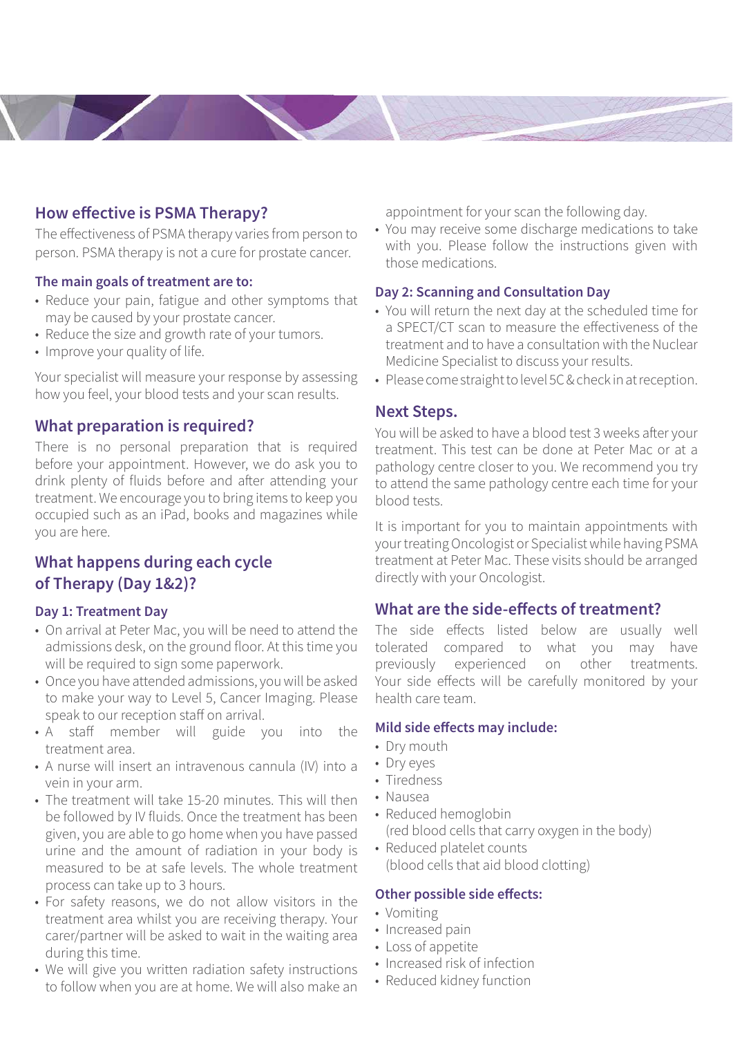## How effective is PSMA Therapy?

The effectiveness of PSMA therapy varies from person to person. PSMA therapy is not a cure for prostate cancer.

### The main goals of treatment are to:

- Reduce your pain, fatigue and other symptoms that may be caused by your prostate cancer.
- Reduce the size and growth rate of your tumors.
- Improve your quality of life.

Your specialist will measure your response by assessing how you feel, your blood tests and your scan results.

## What preparation is required?

There is no personal preparation that is required before your appointment. However, we do ask you to drink plenty of fluids before and after attending your treatment. We encourage you to bring items to keep you occupied such as an iPad, books and magazines while you are here.

## What happens during each cycle of Therapy (Day 1&2)?

### Day 1: Treatment Day

- On arrival at Peter Mac, you will be need to attend the admissions desk, on the ground floor. At this time you will be required to sign some paperwork.
- Once you have attended admissions, you will be asked to make your way to Level 5, Cancer Imaging. Please speak to our reception staff on arrival.
- A staff member will guide you into the treatment area.
- A nurse will insert an intravenous cannula (IV) into a vein in your arm.
- The treatment will take 15-20 minutes. This will then be followed by IV fluids. Once the treatment has been given, you are able to go home when you have passed urine and the amount of radiation in your body is measured to be at safe levels. The whole treatment process can take up to 3 hours.
- For safety reasons, we do not allow visitors in the treatment area whilst you are receiving therapy. Your carer/partner will be asked to wait in the waiting area during this time.
- We will give you written radiation safety instructions to follow when you are at home. We will also make an appointment for your scan the following day.
- You may receive some discharge medications to take with you. Please follow the instructions given with those medications.

### Day 2: Scanning and Consultation Day

- You will return the next day at the scheduled time for a SPECT/CT scan to measure the effectiveness of the treatment and to have a consultation with the Nuclear Medicine Specialist to discuss your results.
- Please come straight to level 5C & check in at reception.

## Next Steps.

You will be asked to have a blood test 3 weeks after your treatment. This test can be done at Peter Mac or at a pathology centre closer to you. We recommend you try to attend the same pathology centre each time for your blood tests.

It is important for you to maintain appointments with your treating Oncologist or Specialist while having PSMA treatment at Peter Mac. These visits should be arranged directly with your Oncologist.

## What are the side-effects of treatment?

The side effects listed below are usually well tolerated compared to what you may have previously experienced on other treatments. Your side effects will be carefully monitored by your health care team.

### Mild side effects may include:

- Dry mouth
- Dry eyes
- Tiredness
- Nausea
- Reduced hemoglobin (red blood cells that carry oxygen in the body)
- Reduced platelet counts (blood cells that aid blood clotting)

### Other possible side effects:

- Vomiting
- Increased pain
- Loss of appetite
- Increased risk of infection
- Reduced kidney function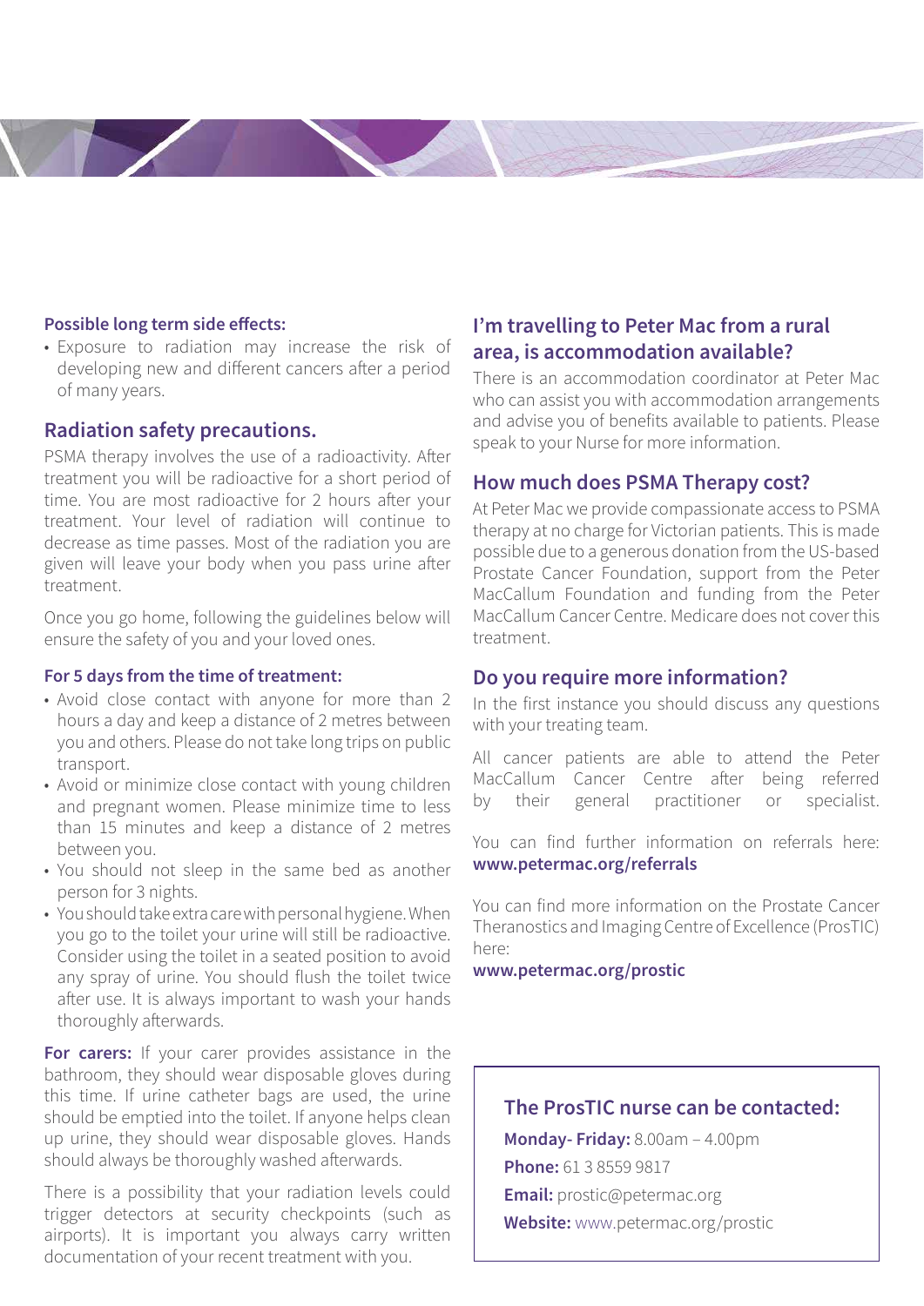**Possible long term side effects:**

- Exposure to radiation may increase the risk of developing new and different cancers after a period of many years.

## Radiation safety precautions.

PSMA therapy involves the use of a radioactivity. After treatment you will be radioactive for a short period of time. You are most radioactive for 2 hours after your treatment. Your level of radiation will continue to decrease as time passes. Most of the radiation you are given will leave your body when you pass urine after treatment.

Once you go home, following the guidelines below will ensure the safety of you and your loved ones.

**For 5 days from the time of treatment:**

- Avoid close contact with anyone for more than 2 hours a day and keep a distance of 2 metres between you and others. Please do not take long trips on public transport.
- Avoid or minimize close contact with young children and pregnant women. Please minimize time to less than 15 minutes and keep a distance of 2 metres between you.
- You should not sleep in the same bed as another person for 3 nights.
- You should take extra care with personal hygiene. When you go to the toilet your urine will still be radioactive. Consider using the toilet in a seated position to avoid any spray of urine. You should flush the toilet twice after use. It is always important to wash your hands thoroughly afterwards.

**For carers:** If your carer provides assistance in the bathroom, they should wear disposable gloves during this time. If urine catheter bags are used, the urine should be emptied into the toilet. If anyone helps clean up urine, they should wear disposable gloves. Hands should always be thoroughly washed afterwards.

There is a possibility that your radiation levels could trigger detectors at security checkpoints (such as airports). It is important you always carry written documentation of your recent treatment with you.

## I'm travelling to Peter Mac from a rural area, is accommodation available?

There is an accommodation coordinator at Peter Mac who can assist you with accommodation arrangements and advise you of benefits available to patients. Please speak to your Nurse for more information.

## How much does PSMA Therapy cost?

At Peter Mac we provide compassionate access to PSMA therapy at no charge for Victorian patients. This is made possible due to a generous donation from the US-based Prostate Cancer Foundation, support from the Peter MacCallum Foundation and funding from the Peter MacCallum Cancer Centre. Medicare does not cover this treatment.

## Do you require more information?

In the first instance you should discuss any questions with your treating team.

All cancer patients are able to attend the Peter MacCallum Cancer Centre after being referred by their general practitioner or specialist.

You can find further information on referrals here:
**www.petermac.org/referrals**

You can find more information on the Prostate Cancer Theranostics and Imaging Centre of Excellence (ProsTIC) here:
**www.petermac.org/prostic**

### The ProsTIC nurse can be contacted:

**Monday- Friday:** 8.00am – 4.00pm
**Phone:** 61 3 8559 9817
**Email:** prostic@petermac.org
**Website:** www.petermac.org/prostic